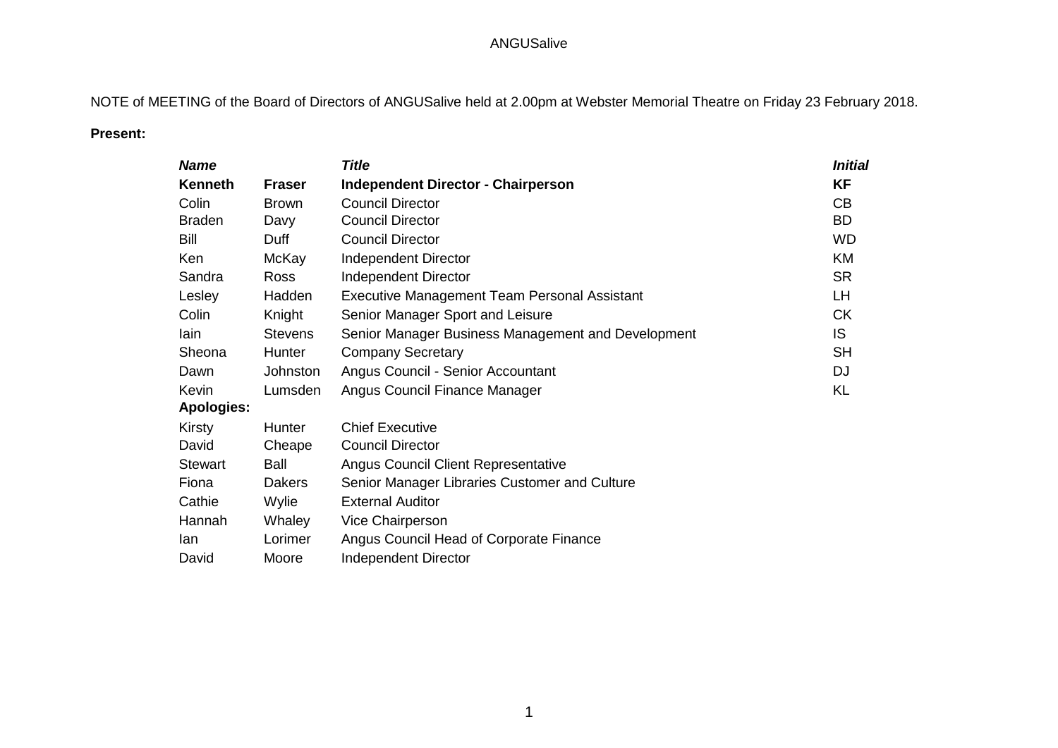ANGUSalive

NOTE of MEETING of the Board of Directors of ANGUSalive held at 2.00pm at Webster Memorial Theatre on Friday 23 February 2018.

**Present:**

| ***Name*** | | ***Title*** | ***Initial*** |
|---|---|---|---|
| **Kenneth** | **Fraser** | **Independent Director - Chairperson** | **KF** |
| Colin | Brown | Council Director | CB |
| Braden | Davy | Council Director | BD |
| Bill | Duff | Council Director | WD |
| Ken | McKay | Independent Director | KM |
| Sandra | Ross | Independent Director | SR |
| Lesley | Hadden | Executive Management Team Personal Assistant | LH |
| Colin | Knight | Senior Manager Sport and Leisure | CK |
| Iain | Stevens | Senior Manager Business Management and Development | IS |
| Sheona | Hunter | Company Secretary | SH |
| Dawn | Johnston | Angus Council - Senior Accountant | DJ |
| Kevin | Lumsden | Angus Council Finance Manager | KL |
| **Apologies:** | | | |
| Kirsty | Hunter | Chief Executive | |
| David | Cheape | Council Director | |
| Stewart | Ball | Angus Council Client Representative | |
| Fiona | Dakers | Senior Manager Libraries Customer and Culture | |
| Cathie | Wylie | External Auditor | |
| Hannah | Whaley | Vice Chairperson | |
| Ian | Lorimer | Angus Council Head of Corporate Finance | |
| David | Moore | Independent Director | |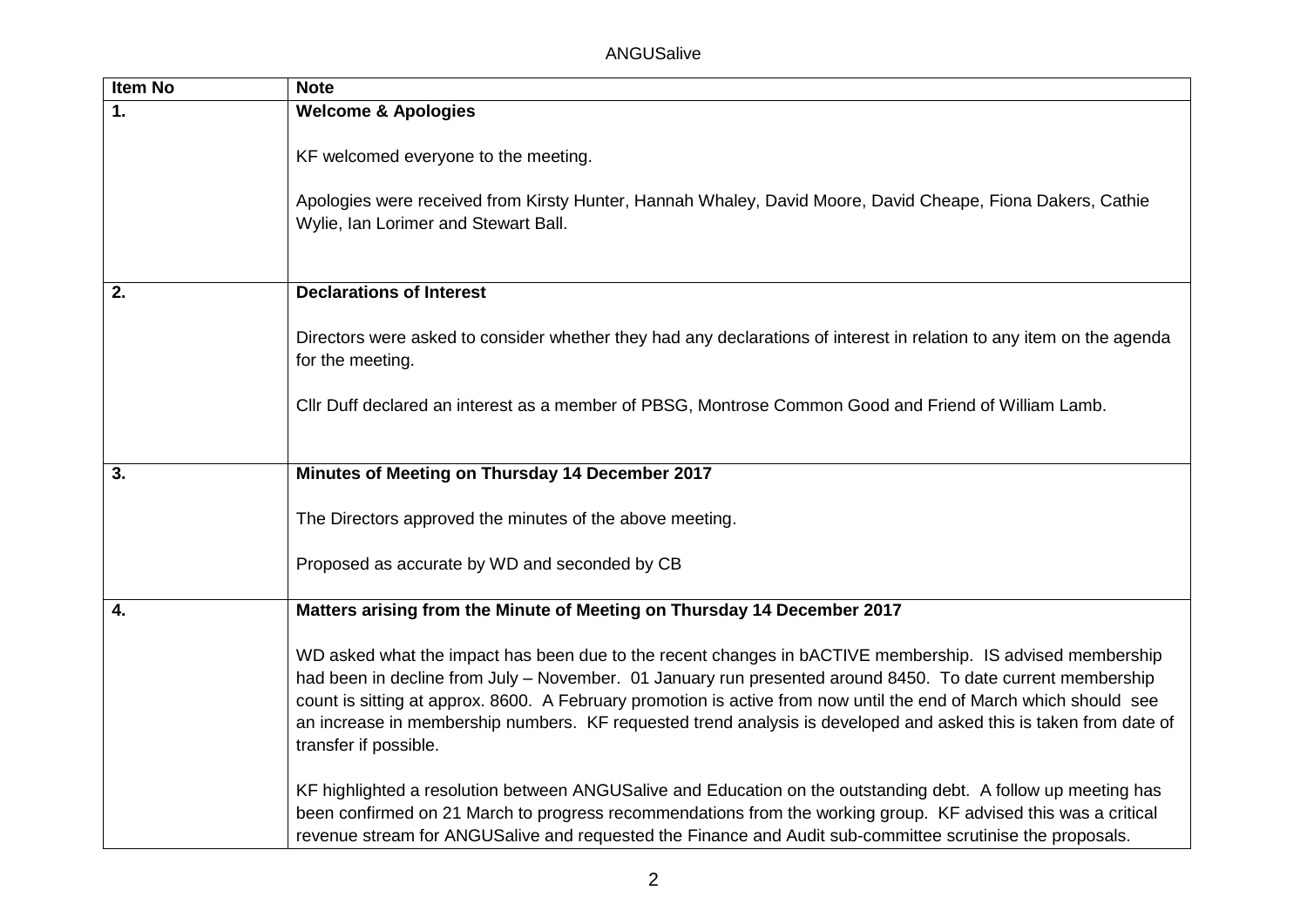| Item No | Note |
|---|---|
| **1.** | **Welcome & Apologies**<br><br>KF welcomed everyone to the meeting.<br><br>Apologies were received from Kirsty Hunter, Hannah Whaley, David Moore, David Cheape, Fiona Dakers, Cathie Wylie, Ian Lorimer and Stewart Ball. |
| **2.** | **Declarations of Interest**<br><br>Directors were asked to consider whether they had any declarations of interest in relation to any item on the agenda for the meeting.<br><br>Cllr Duff declared an interest as a member of PBSG, Montrose Common Good and Friend of William Lamb. |
| **3.** | **Minutes of Meeting on Thursday 14 December 2017**<br><br>The Directors approved the minutes of the above meeting.<br><br>Proposed as accurate by WD and seconded by CB |
| **4.** | **Matters arising from the Minute of Meeting on Thursday 14 December 2017**<br><br>WD asked what the impact has been due to the recent changes in bACTIVE membership. IS advised membership had been in decline from July – November. 01 January run presented around 8450. To date current membership count is sitting at approx. 8600. A February promotion is active from now until the end of March which should see an increase in membership numbers. KF requested trend analysis is developed and asked this is taken from date of transfer if possible.<br><br>KF highlighted a resolution between ANGUSalive and Education on the outstanding debt. A follow up meeting has been confirmed on 21 March to progress recommendations from the working group. KF advised this was a critical revenue stream for ANGUSalive and requested the Finance and Audit sub-committee scrutinise the proposals. |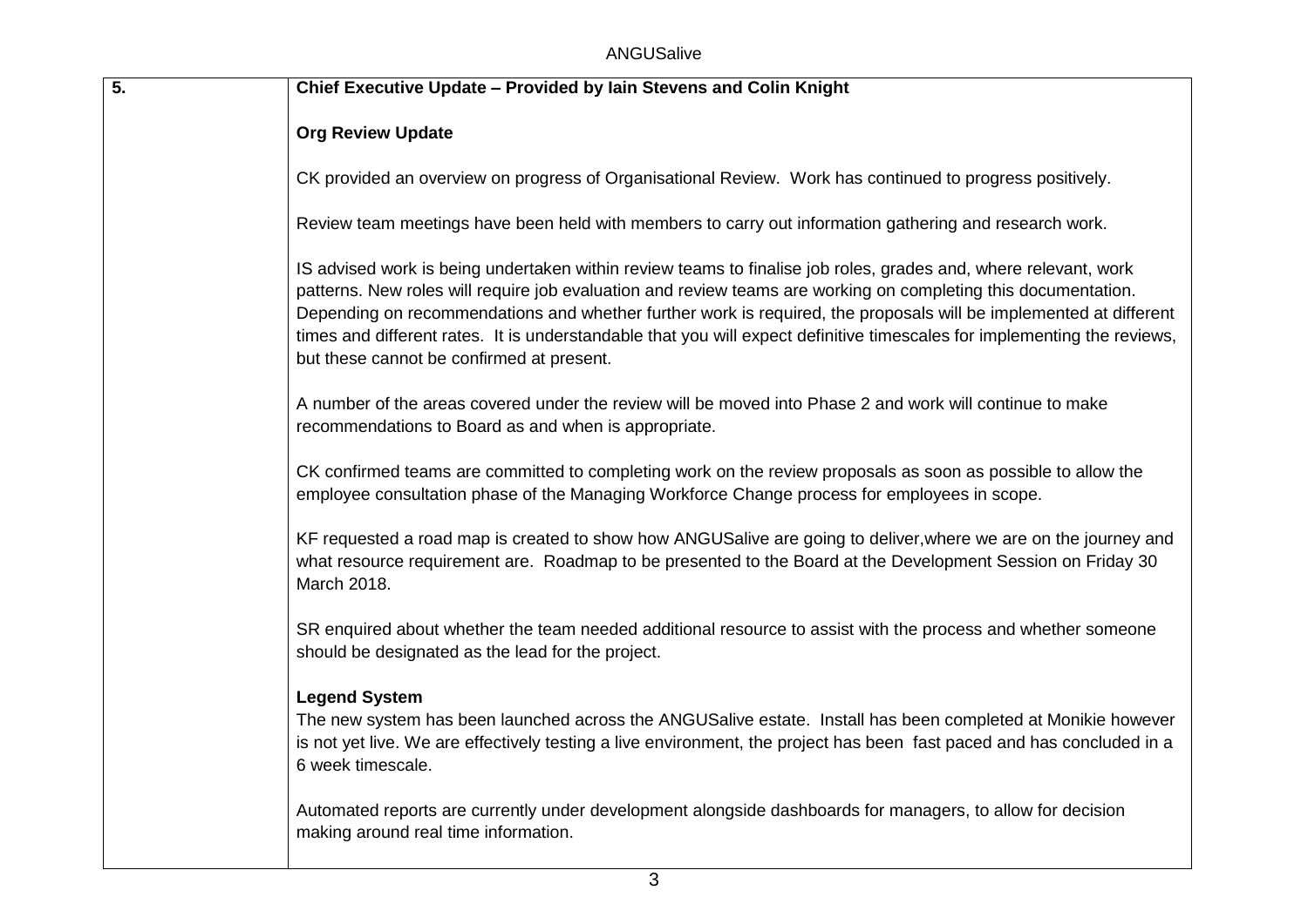| 5. | **Chief Executive Update – Provided by Iain Stevens and Colin Knight**<br><br>**Org Review Update**<br><br>CK provided an overview on progress of Organisational Review. Work has continued to progress positively.<br><br>Review team meetings have been held with members to carry out information gathering and research work.<br><br>IS advised work is being undertaken within review teams to finalise job roles, grades and, where relevant, work patterns. New roles will require job evaluation and review teams are working on completing this documentation. Depending on recommendations and whether further work is required, the proposals will be implemented at different times and different rates. It is understandable that you will expect definitive timescales for implementing the reviews, but these cannot be confirmed at present.<br><br>A number of the areas covered under the review will be moved into Phase 2 and work will continue to make recommendations to Board as and when is appropriate.<br><br>CK confirmed teams are committed to completing work on the review proposals as soon as possible to allow the employee consultation phase of the Managing Workforce Change process for employees in scope.<br><br>KF requested a road map is created to show how ANGUSalive are going to deliver,where we are on the journey and what resource requirement are. Roadmap to be presented to the Board at the Development Session on Friday 30 March 2018.<br><br>SR enquired about whether the team needed additional resource to assist with the process and whether someone should be designated as the lead for the project.<br><br>**Legend System**<br>The new system has been launched across the ANGUSalive estate. Install has been completed at Monikie however is not yet live. We are effectively testing a live environment, the project has been fast paced and has concluded in a 6 week timescale.<br><br>Automated reports are currently under development alongside dashboards for managers, to allow for decision making around real time information. |
|---|---|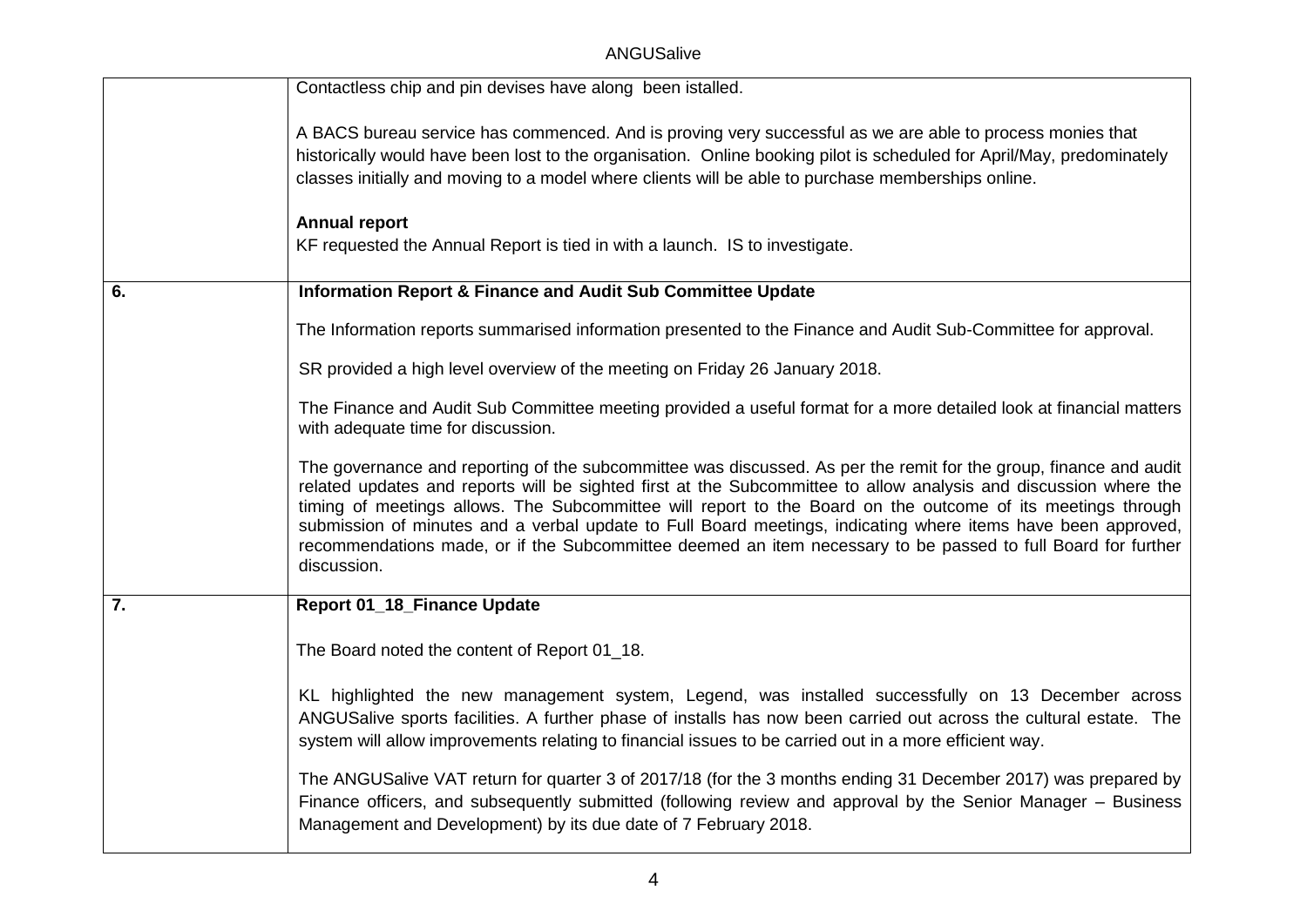| | |
|---|---|
| | Contactless chip and pin devises have along been istalled.<br><br>A BACS bureau service has commenced. And is proving very successful as we are able to process monies that historically would have been lost to the organisation. Online booking pilot is scheduled for April/May, predominately classes initially and moving to a model where clients will be able to purchase memberships online.<br><br>**Annual report**<br>KF requested the Annual Report is tied in with a launch. IS to investigate. |
| **6.** | **Information Report & Finance and Audit Sub Committee Update**<br><br>The Information reports summarised information presented to the Finance and Audit Sub-Committee for approval.<br><br>SR provided a high level overview of the meeting on Friday 26 January 2018.<br><br>The Finance and Audit Sub Committee meeting provided a useful format for a more detailed look at financial matters with adequate time for discussion.<br><br>The governance and reporting of the subcommittee was discussed. As per the remit for the group, finance and audit related updates and reports will be sighted first at the Subcommittee to allow analysis and discussion where the timing of meetings allows. The Subcommittee will report to the Board on the outcome of its meetings through submission of minutes and a verbal update to Full Board meetings, indicating where items have been approved, recommendations made, or if the Subcommittee deemed an item necessary to be passed to full Board for further discussion. |
| **7.** | **Report 01_18_Finance Update**<br><br>The Board noted the content of Report 01_18.<br><br>KL highlighted the new management system, Legend, was installed successfully on 13 December across ANGUSalive sports facilities. A further phase of installs has now been carried out across the cultural estate. The system will allow improvements relating to financial issues to be carried out in a more efficient way.<br><br>The ANGUSalive VAT return for quarter 3 of 2017/18 (for the 3 months ending 31 December 2017) was prepared by Finance officers, and subsequently submitted (following review and approval by the Senior Manager – Business Management and Development) by its due date of 7 February 2018. |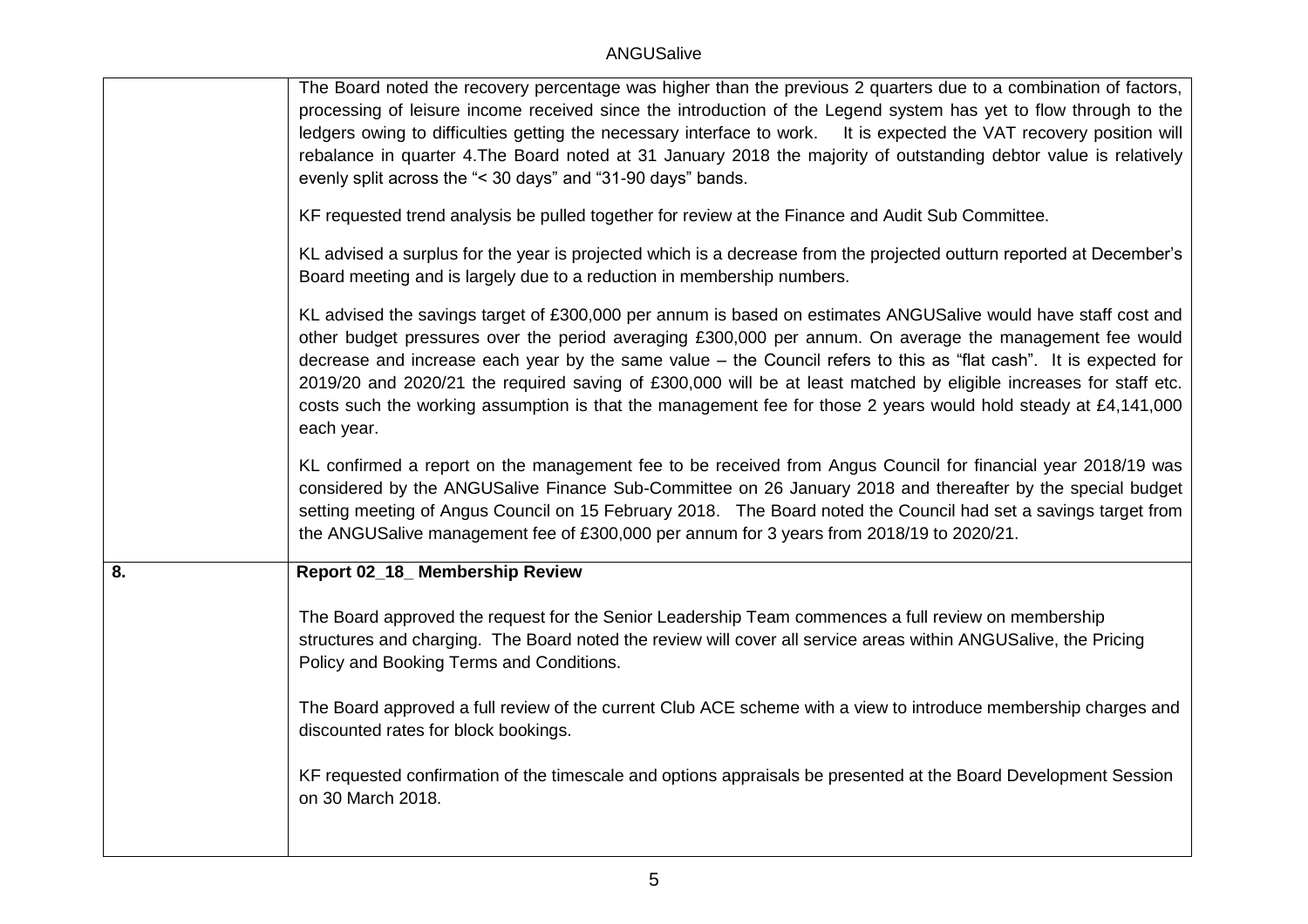| | |
|---|---|
| | The Board noted the recovery percentage was higher than the previous 2 quarters due to a combination of factors, processing of leisure income received since the introduction of the Legend system has yet to flow through to the ledgers owing to difficulties getting the necessary interface to work. It is expected the VAT recovery position will rebalance in quarter 4.The Board noted at 31 January 2018 the majority of outstanding debtor value is relatively evenly split across the "< 30 days" and "31-90 days" bands.<br><br>KF requested trend analysis be pulled together for review at the Finance and Audit Sub Committee.<br><br>KL advised a surplus for the year is projected which is a decrease from the projected outturn reported at December's Board meeting and is largely due to a reduction in membership numbers.<br><br>KL advised the savings target of £300,000 per annum is based on estimates ANGUSalive would have staff cost and other budget pressures over the period averaging £300,000 per annum. On average the management fee would decrease and increase each year by the same value – the Council refers to this as "flat cash". It is expected for 2019/20 and 2020/21 the required saving of £300,000 will be at least matched by eligible increases for staff etc. costs such the working assumption is that the management fee for those 2 years would hold steady at £4,141,000 each year.<br><br>KL confirmed a report on the management fee to be received from Angus Council for financial year 2018/19 was considered by the ANGUSalive Finance Sub-Committee on 26 January 2018 and thereafter by the special budget setting meeting of Angus Council on 15 February 2018. The Board noted the Council had set a savings target from the ANGUSalive management fee of £300,000 per annum for 3 years from 2018/19 to 2020/21. |
| **8.** | **Report 02_18_ Membership Review**<br><br>The Board approved the request for the Senior Leadership Team commences a full review on membership structures and charging. The Board noted the review will cover all service areas within ANGUSalive, the Pricing Policy and Booking Terms and Conditions.<br><br>The Board approved a full review of the current Club ACE scheme with a view to introduce membership charges and discounted rates for block bookings.<br><br>KF requested confirmation of the timescale and options appraisals be presented at the Board Development Session on 30 March 2018. |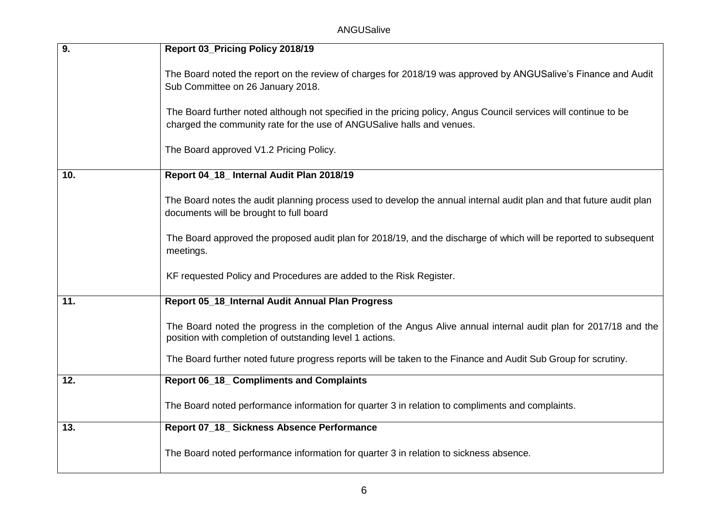| | |
|---|---|
| **9.** | **Report 03_Pricing Policy 2018/19**<br><br>The Board noted the report on the review of charges for 2018/19 was approved by ANGUSalive's Finance and Audit Sub Committee on 26 January 2018.<br><br>The Board further noted although not specified in the pricing policy, Angus Council services will continue to be charged the community rate for the use of ANGUSalive halls and venues.<br><br>The Board approved V1.2 Pricing Policy. |
| **10.** | **Report 04_18_ Internal Audit Plan 2018/19**<br><br>The Board notes the audit planning process used to develop the annual internal audit plan and that future audit plan documents will be brought to full board<br><br>The Board approved the proposed audit plan for 2018/19, and the discharge of which will be reported to subsequent meetings.<br><br>KF requested Policy and Procedures are added to the Risk Register. |
| **11.** | **Report 05_18_Internal Audit Annual Plan Progress**<br><br>The Board noted the progress in the completion of the Angus Alive annual internal audit plan for 2017/18 and the position with completion of outstanding level 1 actions.<br><br>The Board further noted future progress reports will be taken to the Finance and Audit Sub Group for scrutiny. |
| **12.** | **Report 06_18_ Compliments and Complaints**<br><br>The Board noted performance information for quarter 3 in relation to compliments and complaints. |
| **13.** | **Report 07_18_ Sickness Absence Performance**<br><br>The Board noted performance information for quarter 3 in relation to sickness absence. |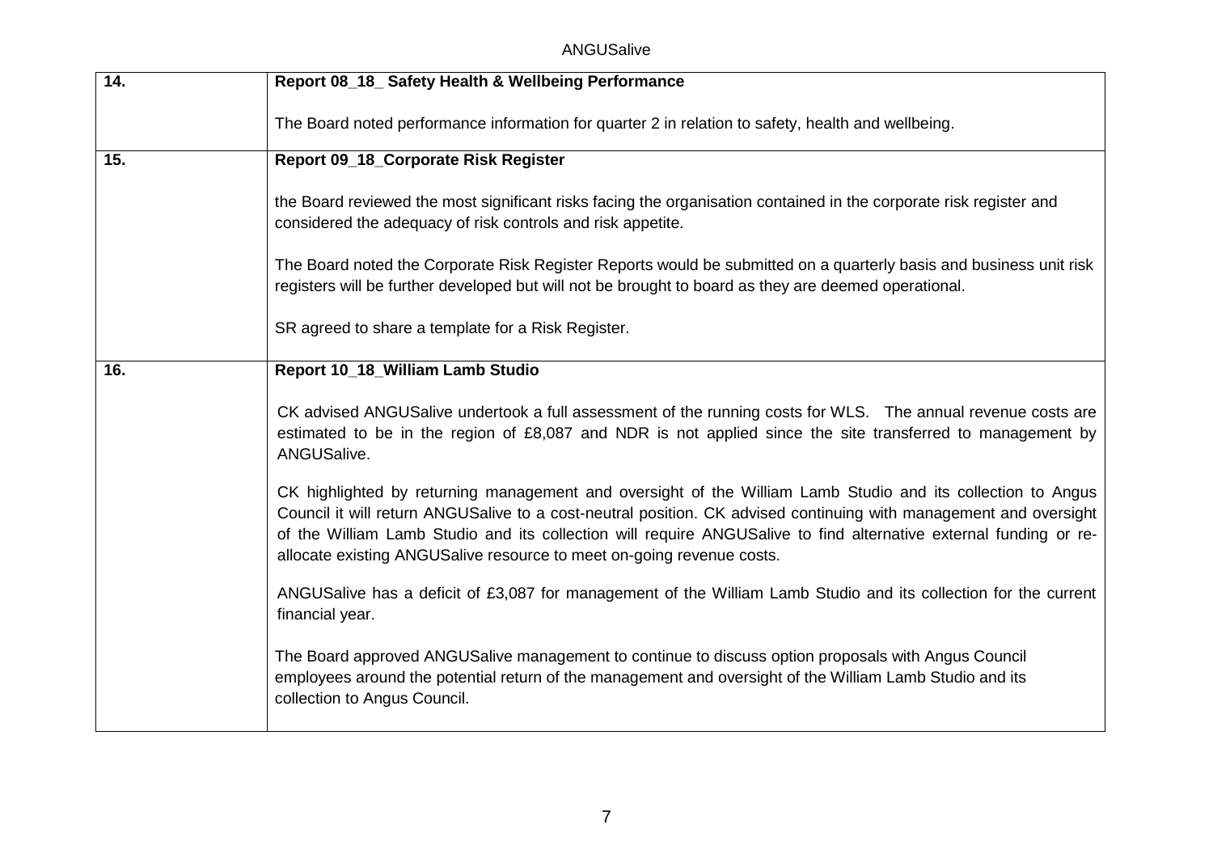| | |
|---|---|
| **14.** | **Report 08_18_ Safety Health & Wellbeing Performance**<br><br>The Board noted performance information for quarter 2 in relation to safety, health and wellbeing. |
| **15.** | **Report 09_18_Corporate Risk Register**<br><br>the Board reviewed the most significant risks facing the organisation contained in the corporate risk register and considered the adequacy of risk controls and risk appetite.<br><br>The Board noted the Corporate Risk Register Reports would be submitted on a quarterly basis and business unit risk registers will be further developed but will not be brought to board as they are deemed operational.<br><br>SR agreed to share a template for a Risk Register. |
| **16.** | **Report 10_18_William Lamb Studio**<br><br>CK advised ANGUSalive undertook a full assessment of the running costs for WLS. The annual revenue costs are estimated to be in the region of £8,087 and NDR is not applied since the site transferred to management by ANGUSalive.<br><br>CK highlighted by returning management and oversight of the William Lamb Studio and its collection to Angus Council it will return ANGUSalive to a cost-neutral position. CK advised continuing with management and oversight of the William Lamb Studio and its collection will require ANGUSalive to find alternative external funding or re-allocate existing ANGUSalive resource to meet on-going revenue costs.<br><br>ANGUSalive has a deficit of £3,087 for management of the William Lamb Studio and its collection for the current financial year.<br><br>The Board approved ANGUSalive management to continue to discuss option proposals with Angus Council employees around the potential return of the management and oversight of the William Lamb Studio and its collection to Angus Council. |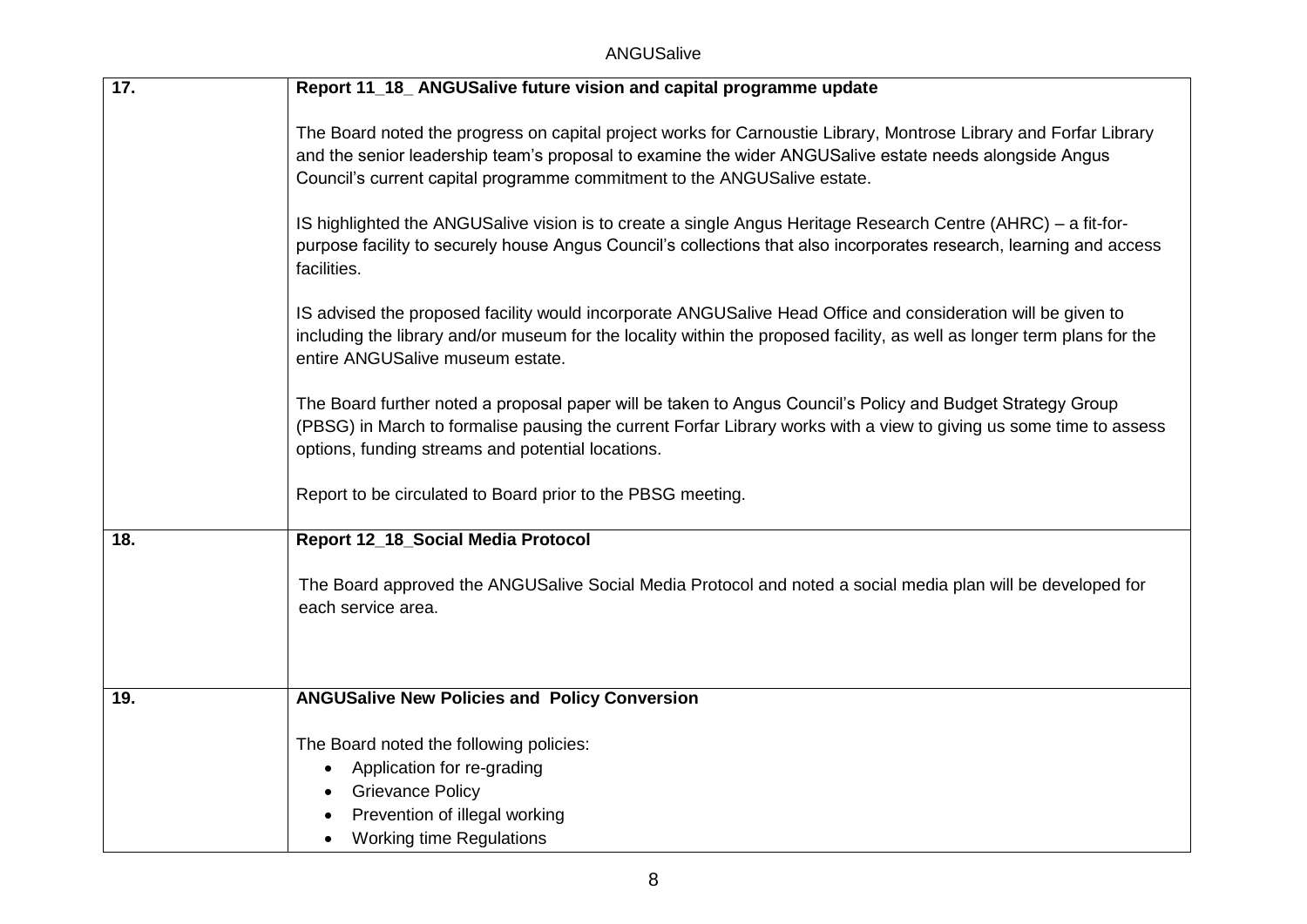| | |
|---|---|
| **17.** | **Report 11_18_ ANGUSalive future vision and capital programme update**<br><br>The Board noted the progress on capital project works for Carnoustie Library, Montrose Library and Forfar Library and the senior leadership team's proposal to examine the wider ANGUSalive estate needs alongside Angus Council's current capital programme commitment to the ANGUSalive estate.<br><br>IS highlighted the ANGUSalive vision is to create a single Angus Heritage Research Centre (AHRC) – a fit-for-purpose facility to securely house Angus Council's collections that also incorporates research, learning and access facilities.<br><br>IS advised the proposed facility would incorporate ANGUSalive Head Office and consideration will be given to including the library and/or museum for the locality within the proposed facility, as well as longer term plans for the entire ANGUSalive museum estate.<br><br>The Board further noted a proposal paper will be taken to Angus Council's Policy and Budget Strategy Group (PBSG) in March to formalise pausing the current Forfar Library works with a view to giving us some time to assess options, funding streams and potential locations.<br><br>Report to be circulated to Board prior to the PBSG meeting. |
| **18.** | **Report 12_18_Social Media Protocol**<br><br>The Board approved the ANGUSalive Social Media Protocol and noted a social media plan will be developed for each service area. |
| **19.** | **ANGUSalive New Policies and Policy Conversion**<br><br>The Board noted the following policies:<br>• Application for re-grading<br>• Grievance Policy<br>• Prevention of illegal working<br>• Working time Regulations |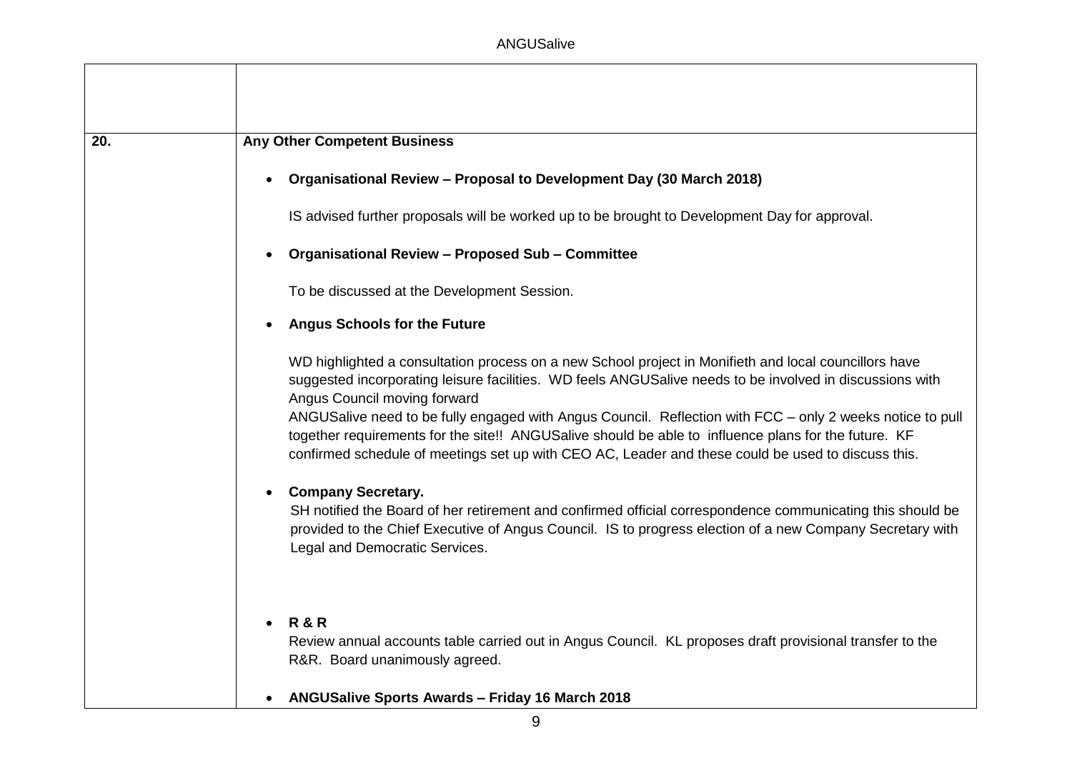| | |
|---|---|
| | |
| **20.** | **Any Other Competent Business**<br><br>• **Organisational Review – Proposal to Development Day (30 March 2018)**<br><br>IS advised further proposals will be worked up to be brought to Development Day for approval.<br><br>• **Organisational Review – Proposed Sub – Committee**<br><br>To be discussed at the Development Session.<br><br>• **Angus Schools for the Future**<br><br>WD highlighted a consultation process on a new School project in Monifieth and local councillors have suggested incorporating leisure facilities. WD feels ANGUSalive needs to be involved in discussions with Angus Council moving forward<br>ANGUSalive need to be fully engaged with Angus Council. Reflection with FCC – only 2 weeks notice to pull together requirements for the site!! ANGUSalive should be able to influence plans for the future. KF confirmed schedule of meetings set up with CEO AC, Leader and these could be used to discuss this.<br><br>• **Company Secretary.**<br>SH notified the Board of her retirement and confirmed official correspondence communicating this should be provided to the Chief Executive of Angus Council. IS to progress election of a new Company Secretary with Legal and Democratic Services.<br><br>• **R & R**<br>Review annual accounts table carried out in Angus Council. KL proposes draft provisional transfer to the R&R. Board unanimously agreed.<br><br>• **ANGUSalive Sports Awards – Friday 16 March 2018** |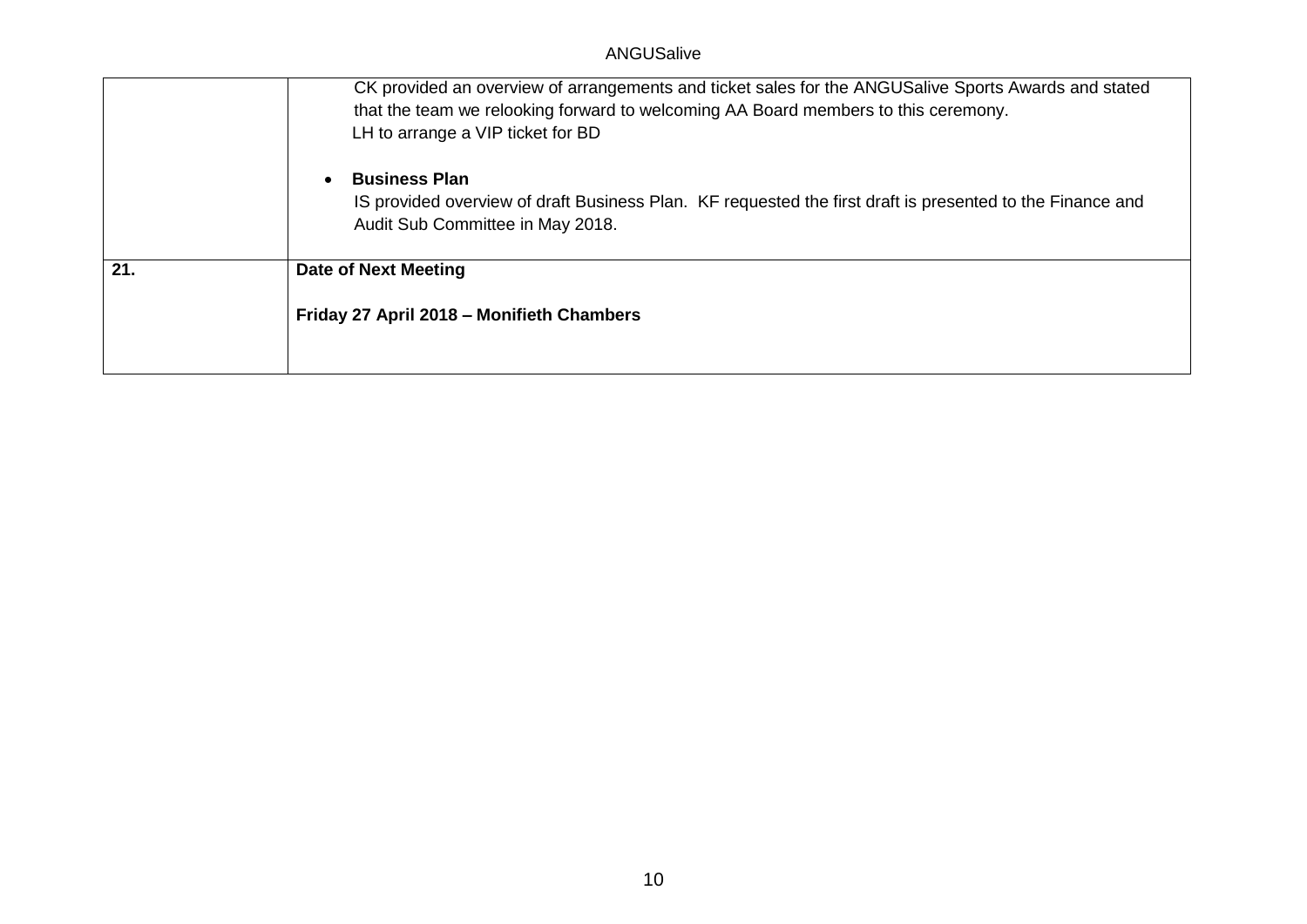| | |
|---|---|
| | CK provided an overview of arrangements and ticket sales for the ANGUSalive Sports Awards and stated that the team we relooking forward to welcoming AA Board members to this ceremony.<br>LH to arrange a VIP ticket for BD<br><br>• **Business Plan**<br>IS provided overview of draft Business Plan. KF requested the first draft is presented to the Finance and Audit Sub Committee in May 2018. |
| **21.** | **Date of Next Meeting**<br><br>**Friday 27 April 2018 – Monifieth Chambers** |